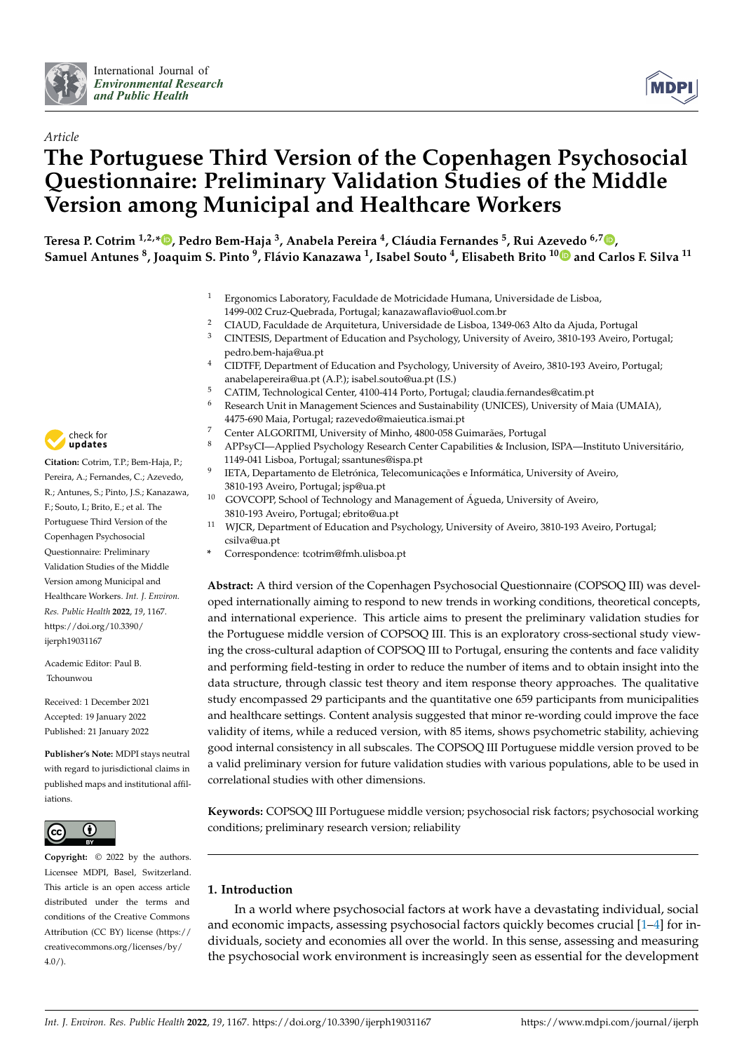*Article*

# The Portuguese Third Version of the Copenhagen Psychosocial Questionnaire: Preliminary Validation Studies of the Middle Version among Municipal and Healthcare Workers

**Teresa P. Cotrim [1,2,*], Pedro Bem-Haja [3], Anabela Pereira [4], Cláudia Fernandes [5], Rui Azevedo [6,7], Samuel Antunes [8], Joaquim S. Pinto [9], Flávio Kanazawa [1], Isabel Souto [4], Elisabeth Brito [10] and Carlos F. Silva [11]**

[1] Ergonomics Laboratory, Faculdade de Motricidade Humana, Universidade de Lisboa, 1499-002 Cruz-Quebrada, Portugal; kanazawaflavio@uol.com.br
[2] CIAUD, Faculdade de Arquitetura, Universidade de Lisboa, 1349-063 Alto da Ajuda, Portugal
[3] CINTESIS, Department of Education and Psychology, University of Aveiro, 3810-193 Aveiro, Portugal; pedro.bem-haja@ua.pt
[4] CIDTFF, Department of Education and Psychology, University of Aveiro, 3810-193 Aveiro, Portugal; anabelapereira@ua.pt (A.P.); isabel.souto@ua.pt (I.S.)
[5] CATIM, Technological Center, 4100-414 Porto, Portugal; claudia.fernandes@catim.pt
[6] Research Unit in Management Sciences and Sustainability (UNICES), University of Maia (UMAIA), 4475-690 Maia, Portugal; razevedo@maieutica.ismai.pt
[7] Center ALGORITMI, University of Minho, 4800-058 Guimarães, Portugal
[8] APPsyCI—Applied Psychology Research Center Capabilities & Inclusion, ISPA—Instituto Universitário, 1149-041 Lisboa, Portugal; ssantunes@ispa.pt
[9] IETA, Departamento de Eletrónica, Telecomunicações e Informática, University of Aveiro, 3810-193 Aveiro, Portugal; jsp@ua.pt
[10] GOVCOPP, School of Technology and Management of Águeda, University of Aveiro, 3810-193 Aveiro, Portugal; ebrito@ua.pt
[11] WJCR, Department of Education and Psychology, University of Aveiro, 3810-193 Aveiro, Portugal; csilva@ua.pt
* Correspondence: tcotrim@fmh.ulisboa.pt

**Citation:** Cotrim, T.P.; Bem-Haja, P.; Pereira, A.; Fernandes, C.; Azevedo, R.; Antunes, S.; Pinto, J.S.; Kanazawa, F.; Souto, I.; Brito, E.; et al. The Portuguese Third Version of the Copenhagen Psychosocial Questionnaire: Preliminary Validation Studies of the Middle Version among Municipal and Healthcare Workers. *Int. J. Environ. Res. Public Health* **2022**, *19*, 1167. https://doi.org/10.3390/ijerph19031167

Academic Editor: Paul B. Tchounwou

Received: 1 December 2021
Accepted: 19 January 2022
Published: 21 January 2022

**Publisher's Note:** MDPI stays neutral with regard to jurisdictional claims in published maps and institutional affiliations.

**Copyright:** © 2022 by the authors. Licensee MDPI, Basel, Switzerland. This article is an open access article distributed under the terms and conditions of the Creative Commons Attribution (CC BY) license (https://creativecommons.org/licenses/by/4.0/).

**Abstract:** A third version of the Copenhagen Psychosocial Questionnaire (COPSOQ III) was developed internationally aiming to respond to new trends in working conditions, theoretical concepts, and international experience. This article aims to present the preliminary validation studies for the Portuguese middle version of COPSOQ III. This is an exploratory cross-sectional study viewing the cross-cultural adaption of COPSOQ III to Portugal, ensuring the contents and face validity and performing field-testing in order to reduce the number of items and to obtain insight into the data structure, through classic test theory and item response theory approaches. The qualitative study encompassed 29 participants and the quantitative one 659 participants from municipalities and healthcare settings. Content analysis suggested that minor re-wording could improve the face validity of items, while a reduced version, with 85 items, shows psychometric stability, achieving good internal consistency in all subscales. The COPSOQ III Portuguese middle version proved to be a valid preliminary version for future validation studies with various populations, able to be used in correlational studies with other dimensions.

**Keywords:** COPSOQ III Portuguese middle version; psychosocial risk factors; psychosocial working conditions; preliminary research version; reliability

## 1. Introduction

In a world where psychosocial factors at work have a devastating individual, social and economic impacts, assessing psychosocial factors quickly becomes crucial [1–4] for individuals, society and economies all over the world. In this sense, assessing and measuring the psychosocial work environment is increasingly seen as essential for the development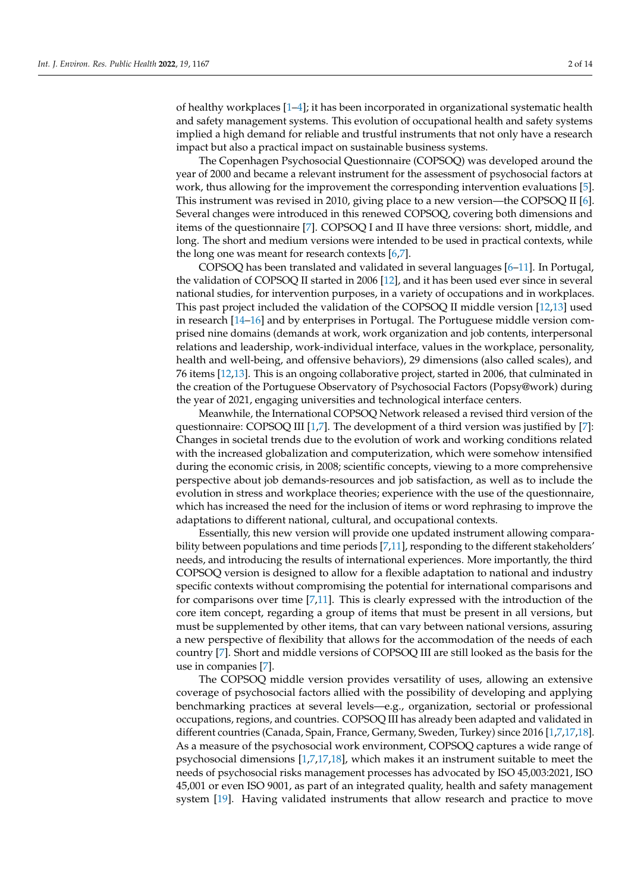of healthy workplaces [1–4]; it has been incorporated in organizational systematic health and safety management systems. This evolution of occupational health and safety systems implied a high demand for reliable and trustful instruments that not only have a research impact but also a practical impact on sustainable business systems.

The Copenhagen Psychosocial Questionnaire (COPSOQ) was developed around the year of 2000 and became a relevant instrument for the assessment of psychosocial factors at work, thus allowing for the improvement the corresponding intervention evaluations [5]. This instrument was revised in 2010, giving place to a new version—the COPSOQ II [6]. Several changes were introduced in this renewed COPSOQ, covering both dimensions and items of the questionnaire [7]. COPSOQ I and II have three versions: short, middle, and long. The short and medium versions were intended to be used in practical contexts, while the long one was meant for research contexts [6,7].

COPSOQ has been translated and validated in several languages [6–11]. In Portugal, the validation of COPSOQ II started in 2006 [12], and it has been used ever since in several national studies, for intervention purposes, in a variety of occupations and in workplaces. This past project included the validation of the COPSOQ II middle version [12,13] used in research [14–16] and by enterprises in Portugal. The Portuguese middle version comprised nine domains (demands at work, work organization and job contents, interpersonal relations and leadership, work-individual interface, values in the workplace, personality, health and well-being, and offensive behaviors), 29 dimensions (also called scales), and 76 items [12,13]. This is an ongoing collaborative project, started in 2006, that culminated in the creation of the Portuguese Observatory of Psychosocial Factors (Popsy@work) during the year of 2021, engaging universities and technological interface centers.

Meanwhile, the International COPSOQ Network released a revised third version of the questionnaire: COPSOQ III [1,7]. The development of a third version was justified by [7]: Changes in societal trends due to the evolution of work and working conditions related with the increased globalization and computerization, which were somehow intensified during the economic crisis, in 2008; scientific concepts, viewing to a more comprehensive perspective about job demands-resources and job satisfaction, as well as to include the evolution in stress and workplace theories; experience with the use of the questionnaire, which has increased the need for the inclusion of items or word rephrasing to improve the adaptations to different national, cultural, and occupational contexts.

Essentially, this new version will provide one updated instrument allowing comparability between populations and time periods [7,11], responding to the different stakeholders' needs, and introducing the results of international experiences. More importantly, the third COPSOQ version is designed to allow for a flexible adaptation to national and industry specific contexts without compromising the potential for international comparisons and for comparisons over time [7,11]. This is clearly expressed with the introduction of the core item concept, regarding a group of items that must be present in all versions, but must be supplemented by other items, that can vary between national versions, assuring a new perspective of flexibility that allows for the accommodation of the needs of each country [7]. Short and middle versions of COPSOQ III are still looked as the basis for the use in companies [7].

The COPSOQ middle version provides versatility of uses, allowing an extensive coverage of psychosocial factors allied with the possibility of developing and applying benchmarking practices at several levels—e.g., organization, sectorial or professional occupations, regions, and countries. COPSOQ III has already been adapted and validated in different countries (Canada, Spain, France, Germany, Sweden, Turkey) since 2016 [1,7,17,18]. As a measure of the psychosocial work environment, COPSOQ captures a wide range of psychosocial dimensions [1,7,17,18], which makes it an instrument suitable to meet the needs of psychosocial risks management processes has advocated by ISO 45,003:2021, ISO 45,001 or even ISO 9001, as part of an integrated quality, health and safety management system [19]. Having validated instruments that allow research and practice to move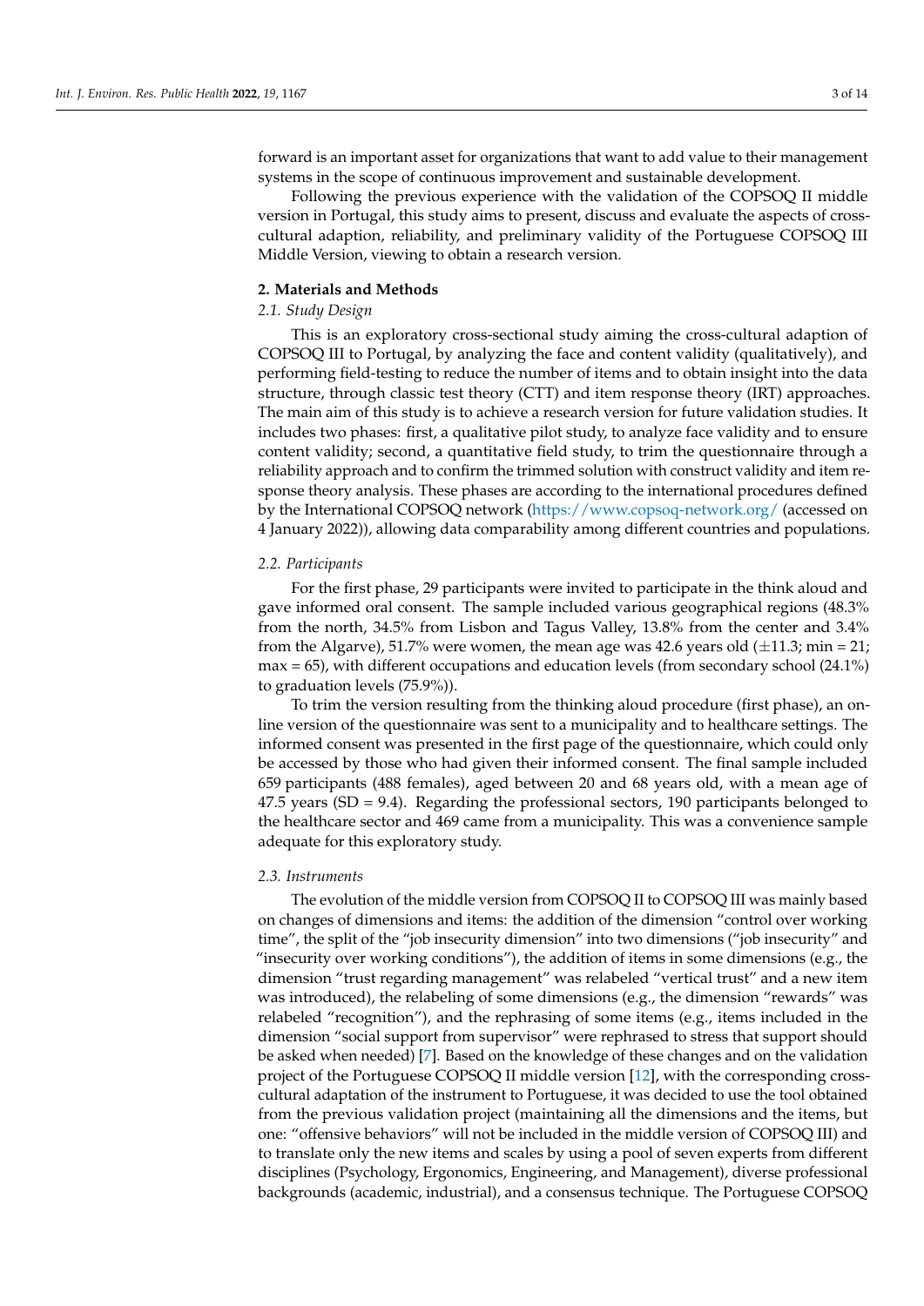forward is an important asset for organizations that want to add value to their management systems in the scope of continuous improvement and sustainable development.

Following the previous experience with the validation of the COPSOQ II middle version in Portugal, this study aims to present, discuss and evaluate the aspects of cross-cultural adaption, reliability, and preliminary validity of the Portuguese COPSOQ III Middle Version, viewing to obtain a research version.

## 2. Materials and Methods

### *2.1. Study Design*

This is an exploratory cross-sectional study aiming the cross-cultural adaption of COPSOQ III to Portugal, by analyzing the face and content validity (qualitatively), and performing field-testing to reduce the number of items and to obtain insight into the data structure, through classic test theory (CTT) and item response theory (IRT) approaches. The main aim of this study is to achieve a research version for future validation studies. It includes two phases: first, a qualitative pilot study, to analyze face validity and to ensure content validity; second, a quantitative field study, to trim the questionnaire through a reliability approach and to confirm the trimmed solution with construct validity and item response theory analysis. These phases are according to the international procedures defined by the International COPSOQ network (https://www.copsoq-network.org/ (accessed on 4 January 2022)), allowing data comparability among different countries and populations.

### *2.2. Participants*

For the first phase, 29 participants were invited to participate in the think aloud and gave informed oral consent. The sample included various geographical regions (48.3% from the north, 34.5% from Lisbon and Tagus Valley, 13.8% from the center and 3.4% from the Algarve), 51.7% were women, the mean age was 42.6 years old ($\pm$11.3; min = 21; max = 65), with different occupations and education levels (from secondary school (24.1%) to graduation levels (75.9%)).

To trim the version resulting from the thinking aloud procedure (first phase), an online version of the questionnaire was sent to a municipality and to healthcare settings. The informed consent was presented in the first page of the questionnaire, which could only be accessed by those who had given their informed consent. The final sample included 659 participants (488 females), aged between 20 and 68 years old, with a mean age of 47.5 years (SD = 9.4). Regarding the professional sectors, 190 participants belonged to the healthcare sector and 469 came from a municipality. This was a convenience sample adequate for this exploratory study.

### *2.3. Instruments*

The evolution of the middle version from COPSOQ II to COPSOQ III was mainly based on changes of dimensions and items: the addition of the dimension "control over working time", the split of the "job insecurity dimension" into two dimensions ("job insecurity" and "insecurity over working conditions"), the addition of items in some dimensions (e.g., the dimension "trust regarding management" was relabeled "vertical trust" and a new item was introduced), the relabeling of some dimensions (e.g., the dimension "rewards" was relabeled "recognition"), and the rephrasing of some items (e.g., items included in the dimension "social support from supervisor" were rephrased to stress that support should be asked when needed) [7]. Based on the knowledge of these changes and on the validation project of the Portuguese COPSOQ II middle version [12], with the corresponding cross-cultural adaptation of the instrument to Portuguese, it was decided to use the tool obtained from the previous validation project (maintaining all the dimensions and the items, but one: "offensive behaviors" will not be included in the middle version of COPSOQ III) and to translate only the new items and scales by using a pool of seven experts from different disciplines (Psychology, Ergonomics, Engineering, and Management), diverse professional backgrounds (academic, industrial), and a consensus technique. The Portuguese COPSOQ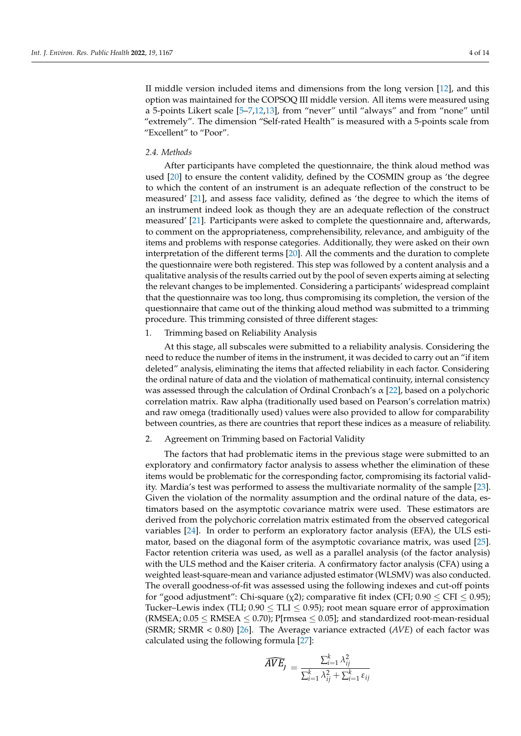II middle version included items and dimensions from the long version [12], and this option was maintained for the COPSOQ III middle version. All items were measured using a 5-points Likert scale [5–7,12,13], from "never" until "always" and from "none" until "extremely". The dimension "Self-rated Health" is measured with a 5-points scale from "Excellent" to "Poor".

### 2.4. Methods

After participants have completed the questionnaire, the think aloud method was used [20] to ensure the content validity, defined by the COSMIN group as 'the degree to which the content of an instrument is an adequate reflection of the construct to be measured' [21], and assess face validity, defined as 'the degree to which the items of an instrument indeed look as though they are an adequate reflection of the construct measured' [21]. Participants were asked to complete the questionnaire and, afterwards, to comment on the appropriateness, comprehensibility, relevance, and ambiguity of the items and problems with response categories. Additionally, they were asked on their own interpretation of the different terms [20]. All the comments and the duration to complete the questionnaire were both registered. This step was followed by a content analysis and a qualitative analysis of the results carried out by the pool of seven experts aiming at selecting the relevant changes to be implemented. Considering a participants' widespread complaint that the questionnaire was too long, thus compromising its completion, the version of the questionnaire that came out of the thinking aloud method was submitted to a trimming procedure. This trimming consisted of three different stages:

1. Trimming based on Reliability Analysis

At this stage, all subscales were submitted to a reliability analysis. Considering the need to reduce the number of items in the instrument, it was decided to carry out an "if item deleted" analysis, eliminating the items that affected reliability in each factor. Considering the ordinal nature of data and the violation of mathematical continuity, internal consistency was assessed through the calculation of Ordinal Cronbach's $\alpha$ [22], based on a polychoric correlation matrix. Raw alpha (traditionally used based on Pearson's correlation matrix) and raw omega (traditionally used) values were also provided to allow for comparability between countries, as there are countries that report these indices as a measure of reliability.

2. Agreement on Trimming based on Factorial Validity

The factors that had problematic items in the previous stage were submitted to an exploratory and confirmatory factor analysis to assess whether the elimination of these items would be problematic for the corresponding factor, compromising its factorial validity. Mardia's test was performed to assess the multivariate normality of the sample [23]. Given the violation of the normality assumption and the ordinal nature of the data, estimators based on the asymptotic covariance matrix were used. These estimators are derived from the polychoric correlation matrix estimated from the observed categorical variables [24]. In order to perform an exploratory factor analysis (EFA), the ULS estimator, based on the diagonal form of the asymptotic covariance matrix, was used [25]. Factor retention criteria was used, as well as a parallel analysis (of the factor analysis) with the ULS method and the Kaiser criteria. A confirmatory factor analysis (CFA) using a weighted least-square-mean and variance adjusted estimator (WLSMV) was also conducted. The overall goodness-of-fit was assessed using the following indexes and cut-off points for "good adjustment": Chi-square ($\chi 2$); comparative fit index (CFI; $0.90 \leq \text{CFI} \leq 0.95$); Tucker–Lewis index (TLI; $0.90 \leq \text{TLI} \leq 0.95$); root mean square error of approximation (RMSEA; $0.05 \leq \text{RMSEA} \leq 0.70$); P[rmsea $\leq 0.05$]; and standardized root-mean-residual (SRMR; SRMR $< 0.80$) [26]. The Average variance extracted (*AVE*) of each factor was calculated using the following formula [27]:

$$\widehat{AVE}_J = \frac{\sum_{i=1}^{k} \lambda_{ij}^2}{\sum_{i=1}^{k} \lambda_{ij}^2 + \sum_{i=1}^{k} \varepsilon_{ij}}$$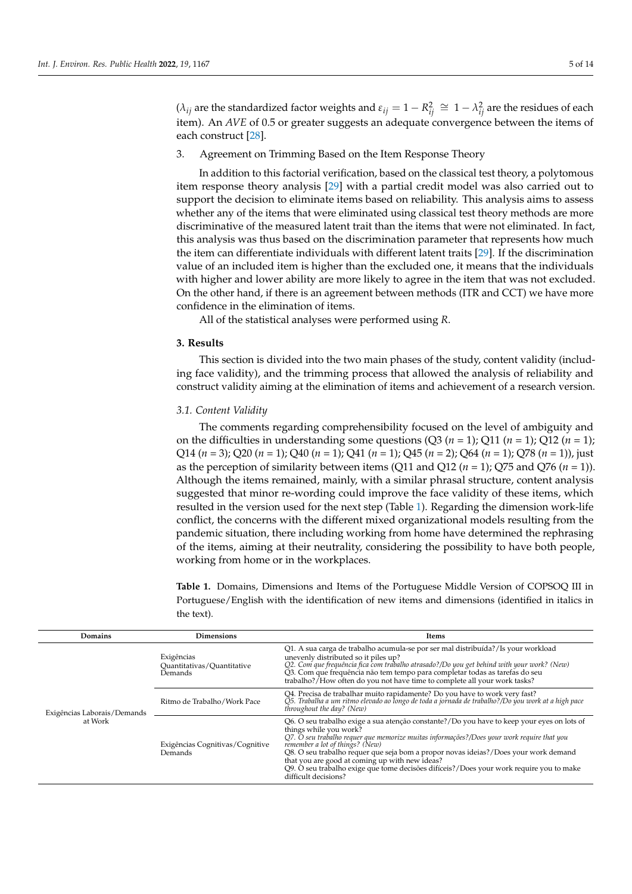($\lambda_{ij}$ are the standardized factor weights and $\varepsilon_{ij} = 1 - R^2_{ij} \cong 1 - \lambda^2_{ij}$ are the residues of each item). An *AVE* of 0.5 or greater suggests an adequate convergence between the items of each construct [28].

3. Agreement on Trimming Based on the Item Response Theory

In addition to this factorial verification, based on the classical test theory, a polytomous item response theory analysis [29] with a partial credit model was also carried out to support the decision to eliminate items based on reliability. This analysis aims to assess whether any of the items that were eliminated using classical test theory methods are more discriminative of the measured latent trait than the items that were not eliminated. In fact, this analysis was thus based on the discrimination parameter that represents how much the item can differentiate individuals with different latent traits [29]. If the discrimination value of an included item is higher than the excluded one, it means that the individuals with higher and lower ability are more likely to agree in the item that was not excluded. On the other hand, if there is an agreement between methods (ITR and CCT) we have more confidence in the elimination of items.

All of the statistical analyses were performed using *R*.

## 3. Results

This section is divided into the two main phases of the study, content validity (including face validity), and the trimming process that allowed the analysis of reliability and construct validity aiming at the elimination of items and achievement of a research version.

### 3.1. Content Validity

The comments regarding comprehensibility focused on the level of ambiguity and on the difficulties in understanding some questions (Q3 (*n* = 1); Q11 (*n* = 1); Q12 (*n* = 1); Q14 (*n* = 3); Q20 (*n* = 1); Q40 (*n* = 1); Q41 (*n* = 1); Q45 (*n* = 2); Q64 (*n* = 1); Q78 (*n* = 1)), just as the perception of similarity between items (Q11 and Q12 (*n* = 1); Q75 and Q76 (*n* = 1)). Although the items remained, mainly, with a similar phrasal structure, content analysis suggested that minor re-wording could improve the face validity of these items, which resulted in the version used for the next step (Table 1). Regarding the dimension work-life conflict, the concerns with the different mixed organizational models resulting from the pandemic situation, there including working from home have determined the rephrasing of the items, aiming at their neutrality, considering the possibility to have both people, working from home or in the workplaces.

**Table 1.** Domains, Dimensions and Items of the Portuguese Middle Version of COPSOQ III in Portuguese/English with the identification of new items and dimensions (identified in italics in the text).

| Domains | Dimensions | Items |
|---|---|---|
| Exigências Laborais/Demands at Work | Exigências Quantitativas/Quantitative Demands | Q1. A sua carga de trabalho acumula-se por ser mal distribuída?/Is your workload unevenly distributed so it piles up?<br>*Q2. Com que frequência fica com trabalho atrasado?/Do you get behind with your work? (New)*<br>Q3. Com que frequência não tem tempo para completar todas as tarefas do seu trabalho?/How often do you not have time to complete all your work tasks? |
| | Ritmo de Trabalho/Work Pace | Q4. Precisa de trabalhar muito rapidamente? Do you have to work very fast?<br>*Q5. Trabalha a um ritmo elevado ao longo de toda a jornada de trabalho?/Do you work at a high pace throughout the day? (New)* |
| | Exigências Cognitivas/Cognitive Demands | Q6. O seu trabalho exige a sua atenção constante?/Do you have to keep your eyes on lots of things while you work?<br>*Q7. O seu trabalho requer que memorize muitas informações?/Does your work require that you remember a lot of things? (New)*<br>Q8. O seu trabalho requer que seja bom a propor novas ideias?/Does your work demand that you are good at coming up with new ideas?<br>Q9. O seu trabalho exige que tome decisões difíceis?/Does your work require you to make difficult decisions? |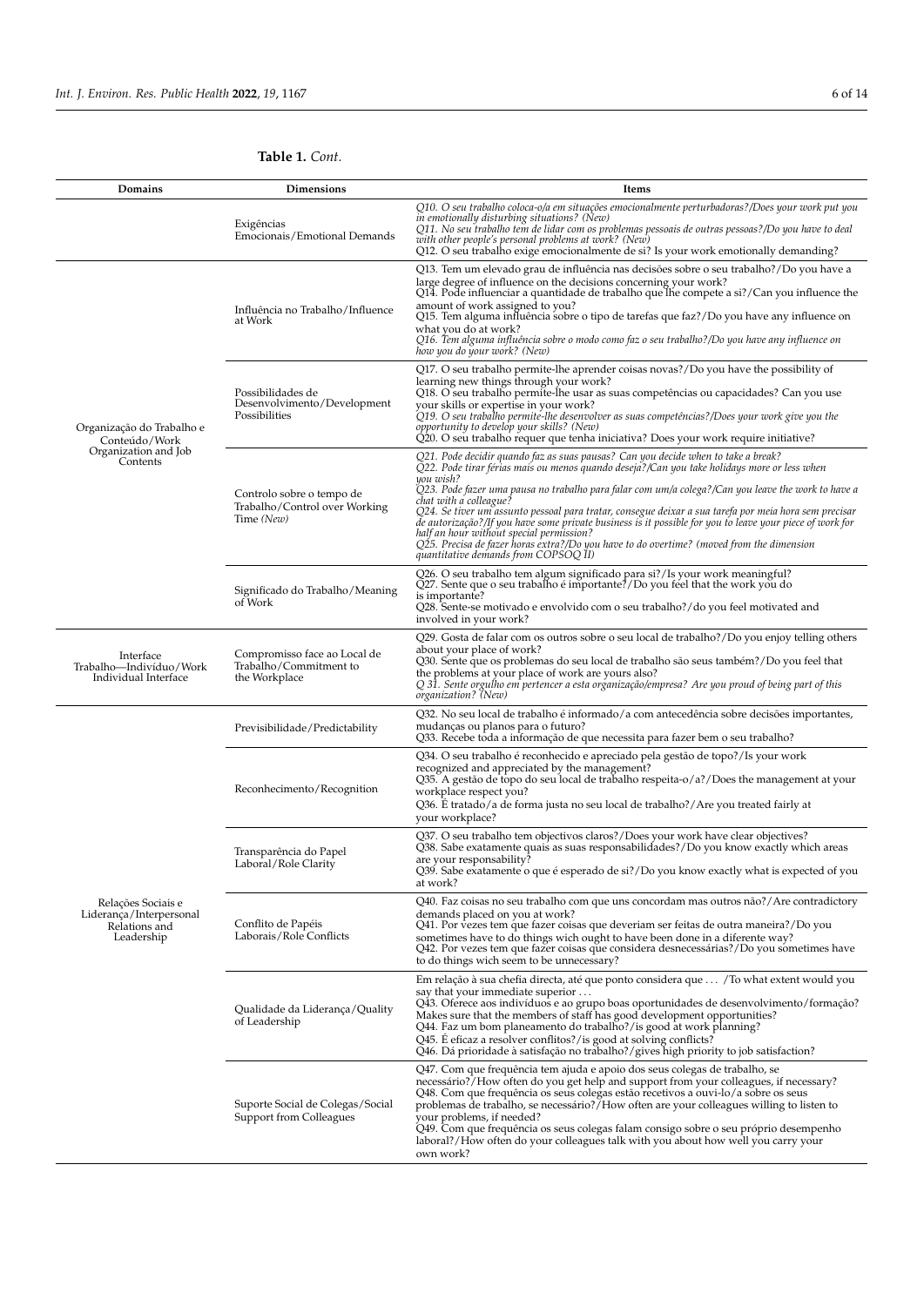**Table 1.** *Cont.*

| Domains | Dimensions | Items |
| --- | --- | --- |
| | Exigências Emocionais/Emotional Demands | *Q10. O seu trabalho coloca-o/a em situações emocionalmente perturbadoras?/Does your work put you in emotionally disturbing situations? (New)*<br>*Q11. No seu trabalho tem de lidar com os problemas pessoais de outras pessoas?/Do you have to deal with other people's personal problems at work? (New)*<br>Q12. O seu trabalho exige emocionalmente de si? Is your work emotionally demanding? |
| Organização do Trabalho e Conteúdo/Work Organization and Job Contents | Influência no Trabalho/Influence at Work | Q13. Tem um elevado grau de influência nas decisões sobre o seu trabalho?/Do you have a large degree of influence on the decisions concerning your work?<br>Q14. Pode influenciar a quantidade de trabalho que lhe compete a si?/Can you influence the amount of work assigned to you?<br>Q15. Tem alguma influência sobre o tipo de tarefas que faz?/Do you have any influence on what you do at work?<br>*Q16. Tem alguma influência sobre o modo como faz o seu trabalho?/Do you have any influence on how you do your work? (New)* |
| | Possibilidades de Desenvolvimento/Development Possibilities | Q17. O seu trabalho permite-lhe aprender coisas novas?/Do you have the possibility of learning new things through your work?<br>Q18. O seu trabalho permite-lhe usar as suas competências ou capacidades? Can you use your skills or expertise in your work?<br>*Q19. O seu trabalho permite-lhe desenvolver as suas competências?/Does your work give you the opportunity to develop your skills? (New)*<br>Q20. O seu trabalho requer que tenha iniciativa? Does your work require initiative? |
| | Controlo sobre o tempo de Trabalho/Control over Working Time *(New)* | *Q21. Pode decidir quando faz as suas pausas? Can you decide when to take a break?*<br>*Q22. Pode tirar férias mais ou menos quando deseja?/Can you take holidays more or less when you wish?*<br>*Q23. Pode fazer uma pausa no trabalho para falar com um/a colega?/Can you leave the work to have a chat with a colleague?*<br>*Q24. Se tiver um assunto pessoal para tratar, consegue deixar a sua tarefa por meia hora sem precisar de autorização?/If you have some private business is it possible for you to leave your piece of work for half an hour without special permission?*<br>*Q25. Precisa de fazer horas extra?/Do you have to do overtime? (moved from the dimension quantitative demands from COPSOQ II)* |
| | Significado do Trabalho/Meaning of Work | Q26. O seu trabalho tem algum significado para si?/Is your work meaningful?<br>Q27. Sente que o seu trabalho é importante?/Do you feel that the work you do is important?<br>Q28. Sente-se motivado e envolvido com o seu trabalho?/do you feel motivated and involved in your work? |
| Interface Trabalho—Indivíduo/Work Individual Interface | Compromisso face ao Local de Trabalho/Commitment to the Workplace | Q29. Gosta de falar com os outros sobre o seu local de trabalho?/Do you enjoy telling others about your place of work?<br>Q30. Sente que os problemas do seu local de trabalho são seus também?/Do you feel that the problems at your place of work are yours also?<br>*Q 31. Sente orgulho em pertencer a esta organização/empresa? Are you proud of being part of this organization? (New)* |
| Relações Sociais e Liderança/Interpersonal Relations and Leadership | Previsibilidade/Predictability | Q32. No seu local de trabalho é informado/a com antecedência sobre decisões importantes, mudanças ou planos para o futuro?<br>Q33. Recebe toda a informação de que necessita para fazer bem o seu trabalho? |
| | Reconhecimento/Recognition | Q34. O seu trabalho é reconhecido e apreciado pela gestão de topo?/Is your work recognized and appreciated by the management?<br>Q35. A gestão de topo do seu local de trabalho respeita-o/a?/Does the management at your workplace respect you?<br>Q36. É tratado/a de forma justa no seu local de trabalho?/Are you treated fairly at your workplace? |
| | Transparência do Papel Laboral/Role Clarity | Q37. O seu trabalho tem objectivos claros?/Does your work have clear objectives?<br>Q38. Sabe exatamente quais as suas responsabilidades?/Do you know exactly which areas are your responsability?<br>Q39. Sabe exatamente o que é esperado de si?/Do you know exactly what is expected of you at work? |
| | Conflito de Papéis Laborais/Role Conflicts | Q40. Faz coisas no seu trabalho com que uns concordam mas outros não?/Are contradictory demands placed on you at work?<br>Q41. Por vezes tem que fazer coisas que deveriam ser feitas de outra maneira?/Do you sometimes have to do things wich ought to have been done in a diferente way?<br>Q42. Por vezes tem que fazer coisas que considera desnecessárias?/Do you sometimes have to do things wich seem to be unnecessary? |
| | Qualidade da Liderança/Quality of Leadership | Em relação à sua chefia directa, até que ponto considera que ... /To what extent would you say that your immediate superior ...<br>Q43. Oferece aos indivíduos e ao grupo boas oportunidades de desenvolvimento/formação? Makes sure that the members of staff has good development opportunities?<br>Q44. Faz um bom planeamento do trabalho?/is good at work planning?<br>Q45. É eficaz a resolver conflitos?/is good at solving conflicts?<br>Q46. Dá prioridade à satisfação no trabalho?/gives high priority to job satisfaction? |
| | Suporte Social de Colegas/Social Support from Colleagues | Q47. Com que frequência tem ajuda e apoio dos seus colegas de trabalho, se necessário?/How often do you get help and support from your colleagues, if necessary?<br>Q48. Com que frequência os seus colegas estão recetivos a ouvi-lo/a sobre os seus problemas de trabalho, se necessário?/How often are your colleagues willing to listen to your problems, if needed?<br>Q49. Com que frequência os seus colegas falam consigo sobre o seu próprio desempenho laboral?/How often do your colleagues talk with you about how well you carry your own work? |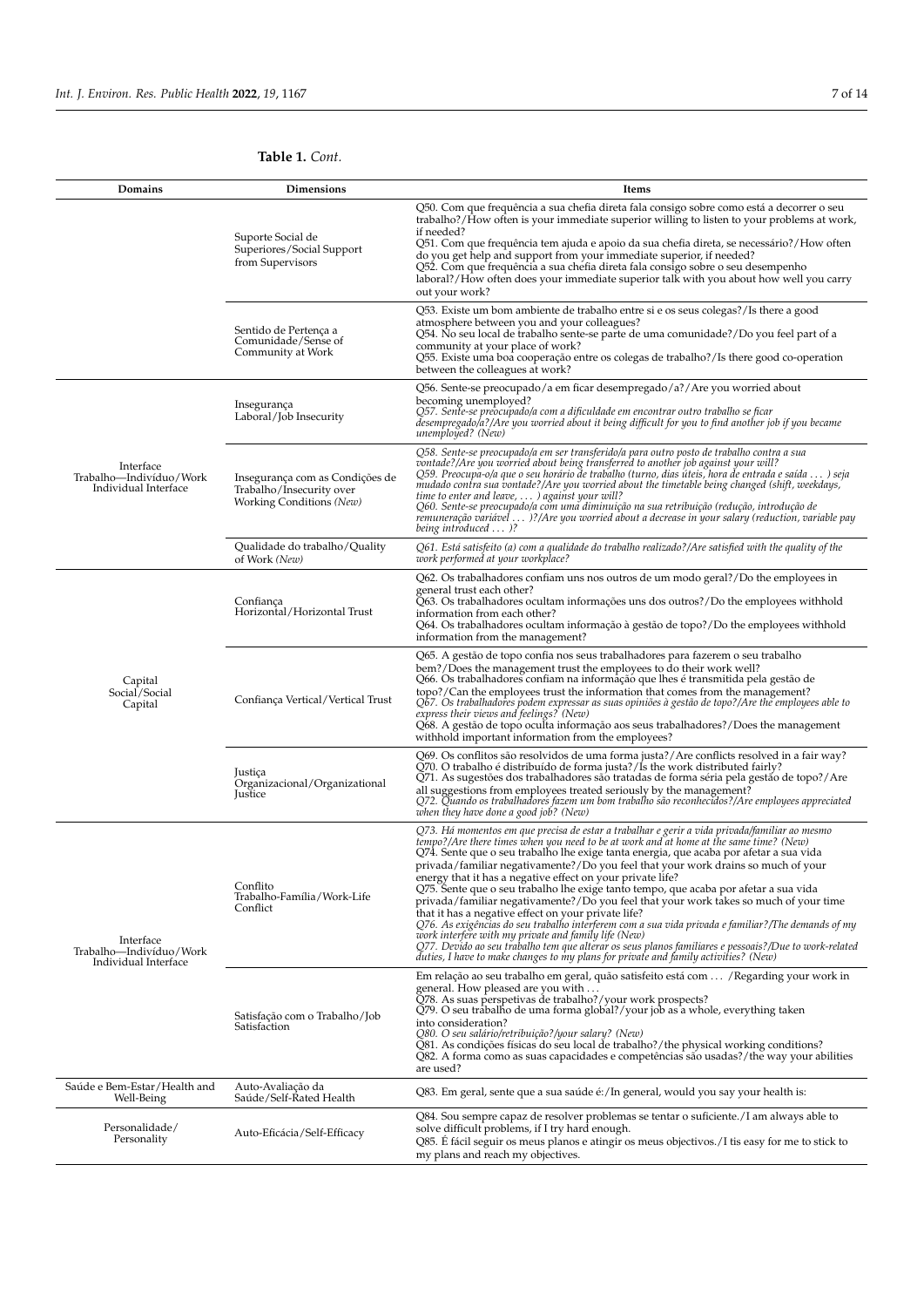**Table 1.** *Cont.*

| Domains | Dimensions | Items |
|---|---|---|
| | Suporte Social de Superiores/Social Support from Supervisors | Q50. Com que frequência a sua chefia direta fala consigo sobre como está a decorrer o seu trabalho?/How often is your immediate superior willing to listen to your problems at work, if needed?<br>Q51. Com que frequência tem ajuda e apoio da sua chefia direta, se necessário?/How often do you get help and support from your immediate superior, if needed?<br>Q52. Com que frequência a sua chefia direta fala consigo sobre o seu desempenho laboral?/How often does your immediate superior talk with you about how well you carry out your work? |
| | Sentido de Pertença a Comunidade/Sense of Community at Work | Q53. Existe um bom ambiente de trabalho entre si e os seus colegas?/Is there a good atmosphere between you and your colleagues?<br>Q54. No seu local de trabalho sente-se parte de uma comunidade?/Do you feel part of a community at your place of work?<br>Q55. Existe uma boa cooperação entre os colegas de trabalho?/Is there good co-operation between the colleagues at work? |
| Interface Trabalho—Indivíduo/Work Individual Interface | Insegurança Laboral/Job Insecurity | Q56. Sente-se preocupado/a em ficar desempregado/a?/Are you worried about becoming unemployed?<br>*Q57. Sente-se preocupado/a com a dificuldade em encontrar outro trabalho se ficar desempregado/a?/Are you worried about it being difficult for you to find another job if you became unemployed? (New)* |
| | Insegurança com as Condições de Trabalho/Insecurity over Working Conditions *(New)* | *Q58. Sente-se preocupado/a em ser transferido/a para outro posto de trabalho contra a sua vontade?/Are you worried about being transferred to another job against your will?*<br>*Q59. Preocupa-o/a que o seu horário de trabalho (turno, dias úteis, hora de entrada e saída . . . ) seja mudado contra sua vontade?/Are you worried about the timetable being changed (shift, weekdays, time to enter and leave, . . . ) against your will?*<br>*Q60. Sente-se preocupado/a com uma diminuição na sua retribuição (redução, introdução de remuneração variável . . . )?/Are you worried about a decrease in your salary (reduction, variable pay being introduced . . . )?* |
| | Qualidade do trabalho/Quality of Work *(New)* | *Q61. Está satisfeito (a) com a qualidade do trabalho realizado?/Are satisfied with the quality of the work performed at your workplace?* |
| Capital Social/Social Capital | Confiança Horizontal/Horizontal Trust | Q62. Os trabalhadores confiam uns nos outros de um modo geral?/Do the employees in general trust each other?<br>Q63. Os trabalhadores ocultam informações uns dos outros?/Do the employees withhold information from each other?<br>Q64. Os trabalhadores ocultam informação à gestão de topo?/Do the employees withhold information from the management? |
| | Confiança Vertical/Vertical Trust | Q65. A gestão de topo confia nos seus trabalhadores para fazerem o seu trabalho bem?/Does the management trust the employees to do their work well?<br>Q66. Os trabalhadores confiam na informação que lhes é transmitida pela gestão de topo?/Can the employees trust the information that comes from the management?<br>*Q67. Os trabalhadores podem expressar as suas opiniões à gestão de topo?/Are the employees able to express their views and feelings? (New)*<br>Q68. A gestão de topo oculta informação aos seus trabalhadores?/Does the management withhold important information from the employees? |
| | Justiça Organizacional/Organizational Justice | Q69. Os conflitos são resolvidos de uma forma justa?/Are conflicts resolved in a fair way?<br>Q70. O trabalho é distribuído de forma justa?/Is the work distributed fairly?<br>Q71. As sugestões dos trabalhadores são tratadas de forma séria pela gestão de topo?/Are all suggestions from employees treated seriously by the management?<br>*Q72. Quando os trabalhadores fazem um bom trabalho são reconhecidos?/Are employees appreciated when they have done a good job? (New)* |
| Interface Trabalho—Indivíduo/Work Individual Interface | Conflito Trabalho-Família/Work-Life Conflict | *Q73. Há momentos em que precisa de estar a trabalhar e gerir a vida privada/familiar ao mesmo tempo?/Are there times when you need to be at work and at home at the same time? (New)*<br>Q74. Sente que o seu trabalho lhe exige tanta energia, que acaba por afetar a sua vida privada/familiar negativamente?/Do you feel that your work drains so much of your energy that it has a negative effect on your private life?<br>Q75. Sente que o seu trabalho lhe exige tanto tempo, que acaba por afetar a sua vida privada/familiar negativamente?/Do you feel that your work takes so much of your time that it has a negative effect on your private life?<br>*Q76. As exigências do seu trabalho interferem com a sua vida privada e familiar?/The demands of my work interfere with my private and family life (New)*<br>*Q77. Devido ao seu trabalho tem que alterar os seus planos familiares e pessoais?/Due to work-related duties, I have to make changes to my plans for private and family activities? (New)* |
| | Satisfação com o Trabalho/Job Satisfaction | Em relação ao seu trabalho em geral, quão satisfeito está com . . . /Regarding your work in general. How pleased are you with . . .<br>Q78. As suas perspetivas de trabalho?/your work prospects?<br>Q79. O seu trabalho de uma forma global?/your job as a whole, everything taken into consideration?<br>*Q80. O seu salário/retribuição?/your salary? (New)*<br>Q81. As condições físicas do seu local de trabalho?/the physical working conditions?<br>Q82. A forma como as suas capacidades e competências são usadas?/the way your abilities are used? |
| Saúde e Bem-Estar/Health and Well-Being | Auto-Avaliação da Saúde/Self-Rated Health | Q83. Em geral, sente que a sua saúde é:/In general, would you say your health is: |
| Personalidade/Personality | Auto-Eficácia/Self-Efficacy | Q84. Sou sempre capaz de resolver problemas se tentar o suficiente./I am always able to solve difficult problems, if I try hard enough.<br>Q85. É fácil seguir os meus planos e atingir os meus objectivos./I tis easy for me to stick to my plans and reach my objectives. |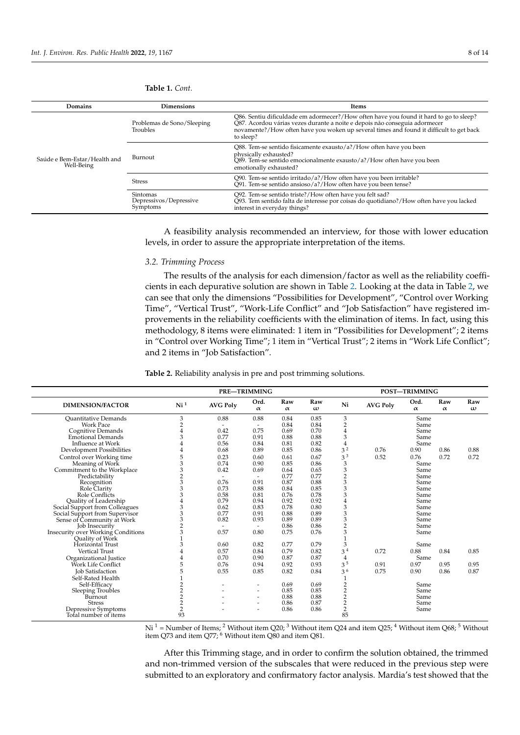**Table 1.** *Cont.*

| Domains | Dimensions | Items |
|---|---|---|
| Saúde e Bem-Estar/Health and Well-Being | Problemas de Sono/Sleeping Troubles | Q86. Sentiu dificuldade em adormecer?/How often have you found it hard to go to sleep? Q87. Acordou várias vezes durante a noite e depois não conseguia adormecer novamente?/How often have you woken up several times and found it difficult to get back to sleep? |
| | Burnout | Q88. Tem-se sentido fisicamente exausto/a?/How often have you been physically exhausted? Q89. Tem-se sentido emocionalmente exausto/a?/How often have you been emotionally exhausted? |
| | Stress | Q90. Tem-se sentido irritado/a?/How often have you been irritable? Q91. Tem-se sentido ansioso/a?/How often have you been tense? |
| | Sintomas Depressivos/Depressive Symptoms | Q92. Tem-se sentido triste?/How often have you felt sad? Q93. Tem sentido falta de interesse por coisas do quotidiano?/How often have you lacked interest in everyday things? |

A feasibility analysis recommended an interview, for those with lower education levels, in order to assure the appropriate interpretation of the items.

### 3.2. Trimming Process

The results of the analysis for each dimension/factor as well as the reliability coefficients in each depurative solution are shown in Table 2. Looking at the data in Table 2, we can see that only the dimensions "Possibilities for Development", "Control over Working Time", "Vertical Trust", "Work-Life Conflict" and "Job Satisfaction" have registered improvements in the reliability coefficients with the elimination of items. In fact, using this methodology, 8 items were eliminated: 1 item in "Possibilities for Development"; 2 items in "Control over Working Time"; 1 item in "Vertical Trust"; 2 items in "Work Life Conflict"; and 2 items in "Job Satisfaction".

**Table 2.** Reliability analysis in pre and post trimming solutions.

| | PRE—TRIMMING | | | | | POST—TRIMMING | | | | |
|---|---|---|---|---|---|---|---|---|---|---|
| DIMENSION/FACTOR | Ni [1] | AVG Poly | Ord. α | Raw α | Raw ω | Ni | AVG Poly | Ord. α | Raw α | Raw ω |
| Quantitative Demands | 3 | 0.88 | 0.88 | 0.84 | 0.85 | 3 | | Same | | |
| Work Pace | 2 | - | - | 0.84 | 0.84 | 2 | | Same | | |
| Cognitive Demands | 4 | 0.42 | 0.75 | 0.69 | 0.70 | 4 | | Same | | |
| Emotional Demands | 3 | 0.77 | 0.91 | 0.88 | 0.88 | 3 | | Same | | |
| Influence at Work | 4 | 0.56 | 0.84 | 0.81 | 0.82 | 4 | | Same | | |
| Development Possibilities | 4 | 0.68 | 0.89 | 0.85 | 0.86 | 3 [2] | 0.76 | 0.90 | 0.86 | 0.88 |
| Control over Working time | 5 | 0.23 | 0.60 | 0.61 | 0.67 | 3 [3] | 0.52 | 0.76 | 0.72 | 0.72 |
| Meaning of Work | 3 | 0.74 | 0.90 | 0.85 | 0.86 | 3 | | Same | | |
| Commitment to the Workplace | 3 | 0.42 | 0.69 | 0.64 | 0.65 | 3 | | Same | | |
| Predictability | 2 | - | - | 0.77 | 0.77 | 2 | | Same | | |
| Recognition | 3 | 0.76 | 0.91 | 0.87 | 0.88 | 3 | | Same | | |
| Role Clarity | 3 | 0.73 | 0.88 | 0.84 | 0.85 | 3 | | Same | | |
| Role Conflicts | 3 | 0.58 | 0.81 | 0.76 | 0.78 | 3 | | Same | | |
| Quality of Leadership | 4 | 0.79 | 0.94 | 0.92 | 0.92 | 4 | | Same | | |
| Social Support from Colleagues | 3 | 0.62 | 0.83 | 0.78 | 0.80 | 3 | | Same | | |
| Social Support from Supervisor | 3 | 0.77 | 0.91 | 0.88 | 0.89 | 3 | | Same | | |
| Sense of Community at Work | 3 | 0.82 | 0.93 | 0.89 | 0.89 | 3 | | Same | | |
| Job Insecurity | 2 | - | - | 0.86 | 0.86 | 2 | | Same | | |
| Insecurity over Working Conditions | 3 | 0.57 | 0.80 | 0.75 | 0.76 | 3 | | Same | | |
| Quality of Work | 1 | | | | | 1 | | | | |
| Horizontal Trust | 3 | 0.60 | 0.82 | 0.77 | 0.79 | 3 | | Same | | |
| Vertical Trust | 4 | 0.57 | 0.84 | 0.79 | 0.82 | 3 [4] | 0.72 | 0.88 | 0.84 | 0.85 |
| Organizational Justice | 4 | 0.70 | 0.90 | 0.87 | 0.87 | 4 | | Same | | |
| Work Life Conflict | 5 | 0.76 | 0.94 | 0.92 | 0.93 | 3 [5] | 0.91 | 0.97 | 0.95 | 0.95 |
| Job Satisfaction | 5 | 0.55 | 0.85 | 0.82 | 0.84 | 3 [6] | 0.75 | 0.90 | 0.86 | 0.87 |
| Self-Rated Health | 1 | | | | | 1 | | | | |
| Self-Efficacy | 2 | - | - | 0.69 | 0.69 | 2 | | Same | | |
| Sleeping Troubles | 2 | - | - | 0.85 | 0.85 | 2 | | Same | | |
| Burnout | 2 | - | - | 0.88 | 0.88 | 2 | | Same | | |
| Stress | 2 | - | - | 0.86 | 0.87 | 2 | | Same | | |
| Depressive Symptoms | 2 | - | - | 0.86 | 0.86 | 2 | | Same | | |
| Total number of items | 93 | | | | | 85 | | | | |

Ni [1] = Number of Items; [2] Without item Q20; [3] Without item Q24 and item Q25; [4] Without item Q68; [5] Without item Q73 and item Q77; [6] Without item Q80 and item Q81.

After this Trimming stage, and in order to confirm the solution obtained, the trimmed and non-trimmed version of the subscales that were reduced in the previous step were submitted to an exploratory and confirmatory factor analysis. Mardia's test showed that the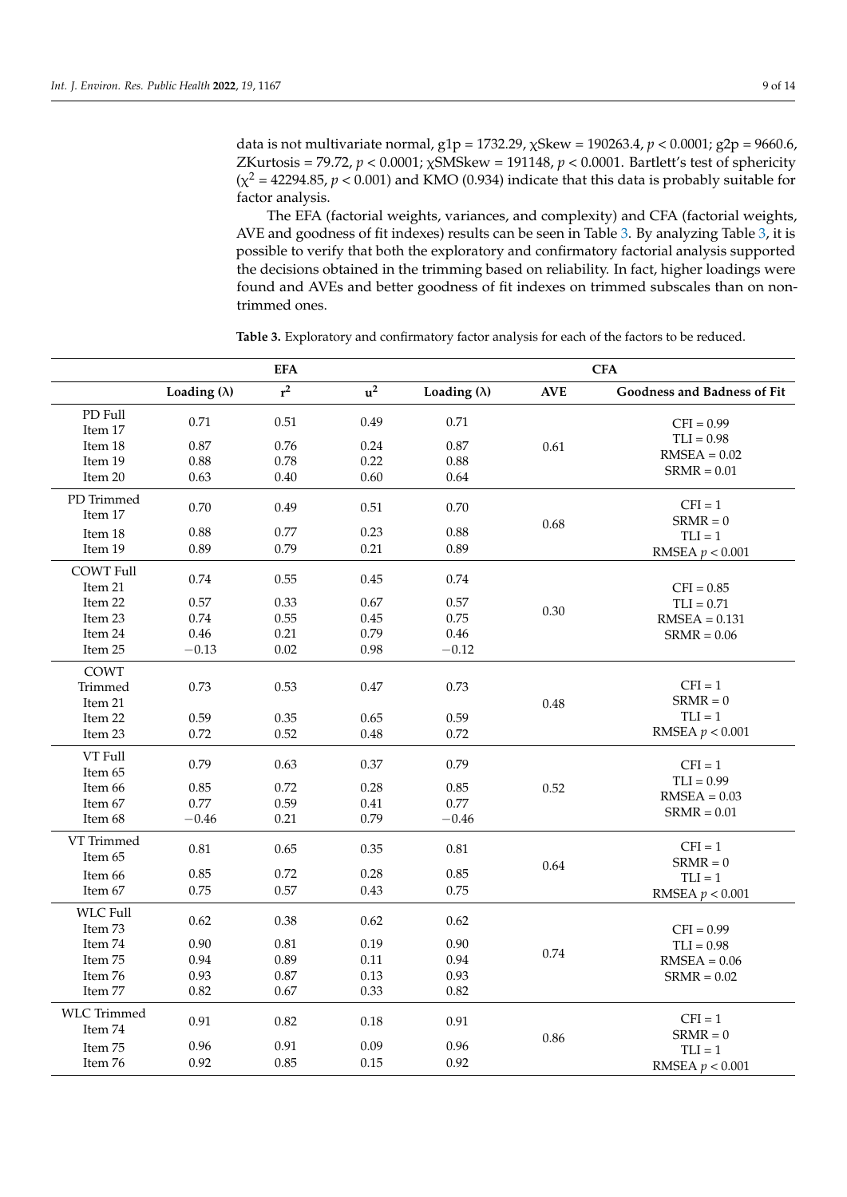data is not multivariate normal, g1p = 1732.29, χSkew = 190263.4, $p < 0.0001$; g2p = 9660.6, ZKurtosis = 79.72, $p < 0.0001$; χSMSkew = 191148, $p < 0.0001$. Bartlett's test of sphericity ($\chi^2 = 42294.85$, $p < 0.001$) and KMO (0.934) indicate that this data is probably suitable for factor analysis.

The EFA (factorial weights, variances, and complexity) and CFA (factorial weights, AVE and goodness of fit indexes) results can be seen in Table 3. By analyzing Table 3, it is possible to verify that both the exploratory and confirmatory factorial analysis supported the decisions obtained in the trimming based on reliability. In fact, higher loadings were found and AVEs and better goodness of fit indexes on trimmed subscales than on non-trimmed ones.

**Table 3.** Exploratory and confirmatory factor analysis for each of the factors to be reduced.

| | EFA | | | CFA | | |
|---|---|---|---|---|---|---|
| | **Loading (λ)** | **$r^2$** | **$u^2$** | **Loading (λ)** | **AVE** | **Goodness and Badness of Fit** |
| PD Full Item 17 | 0.71 | 0.51 | 0.49 | 0.71 | | CFI = 0.99 |
| Item 18 | 0.87 | 0.76 | 0.24 | 0.87 | 0.61 | TLI = 0.98 |
| Item 19 | 0.88 | 0.78 | 0.22 | 0.88 | | RMSEA = 0.02 |
| Item 20 | 0.63 | 0.40 | 0.60 | 0.64 | | SRMR = 0.01 |
| PD Trimmed Item 17 | 0.70 | 0.49 | 0.51 | 0.70 | | CFI = 1 |
| Item 18 | 0.88 | 0.77 | 0.23 | 0.88 | 0.68 | SRMR = 0; TLI = 1 |
| Item 19 | 0.89 | 0.79 | 0.21 | 0.89 | | RMSEA $p < 0.001$ |
| COWT Full Item 21 | 0.74 | 0.55 | 0.45 | 0.74 | | CFI = 0.85 |
| Item 22 | 0.57 | 0.33 | 0.67 | 0.57 | | TLI = 0.71 |
| Item 23 | 0.74 | 0.55 | 0.45 | 0.75 | 0.30 | RMSEA = 0.131 |
| Item 24 | 0.46 | 0.21 | 0.79 | 0.46 | | SRMR = 0.06 |
| Item 25 | −0.13 | 0.02 | 0.98 | −0.12 | | |
| COWT Trimmed Item 21 | 0.73 | 0.53 | 0.47 | 0.73 | | CFI = 1; SRMR = 0 |
| Item 22 | 0.59 | 0.35 | 0.65 | 0.59 | 0.48 | TLI = 1 |
| Item 23 | 0.72 | 0.52 | 0.48 | 0.72 | | RMSEA $p < 0.001$ |
| VT Full Item 65 | 0.79 | 0.63 | 0.37 | 0.79 | | CFI = 1 |
| Item 66 | 0.85 | 0.72 | 0.28 | 0.85 | 0.52 | TLI = 0.99 |
| Item 67 | 0.77 | 0.59 | 0.41 | 0.77 | | RMSEA = 0.03 |
| Item 68 | −0.46 | 0.21 | 0.79 | −0.46 | | SRMR = 0.01 |
| VT Trimmed Item 65 | 0.81 | 0.65 | 0.35 | 0.81 | | CFI = 1 |
| Item 66 | 0.85 | 0.72 | 0.28 | 0.85 | 0.64 | SRMR = 0; TLI = 1 |
| Item 67 | 0.75 | 0.57 | 0.43 | 0.75 | | RMSEA $p < 0.001$ |
| WLC Full Item 73 | 0.62 | 0.38 | 0.62 | 0.62 | | |
| Item 74 | 0.90 | 0.81 | 0.19 | 0.90 | | CFI = 0.99 |
| Item 75 | 0.94 | 0.89 | 0.11 | 0.94 | 0.74 | TLI = 0.98 |
| Item 76 | 0.93 | 0.87 | 0.13 | 0.93 | | RMSEA = 0.06 |
| Item 77 | 0.82 | 0.67 | 0.33 | 0.82 | | SRMR = 0.02 |
| WLC Trimmed Item 74 | 0.91 | 0.82 | 0.18 | 0.91 | | CFI = 1 |
| Item 75 | 0.96 | 0.91 | 0.09 | 0.96 | 0.86 | SRMR = 0; TLI = 1 |
| Item 76 | 0.92 | 0.85 | 0.15 | 0.92 | | RMSEA $p < 0.001$ |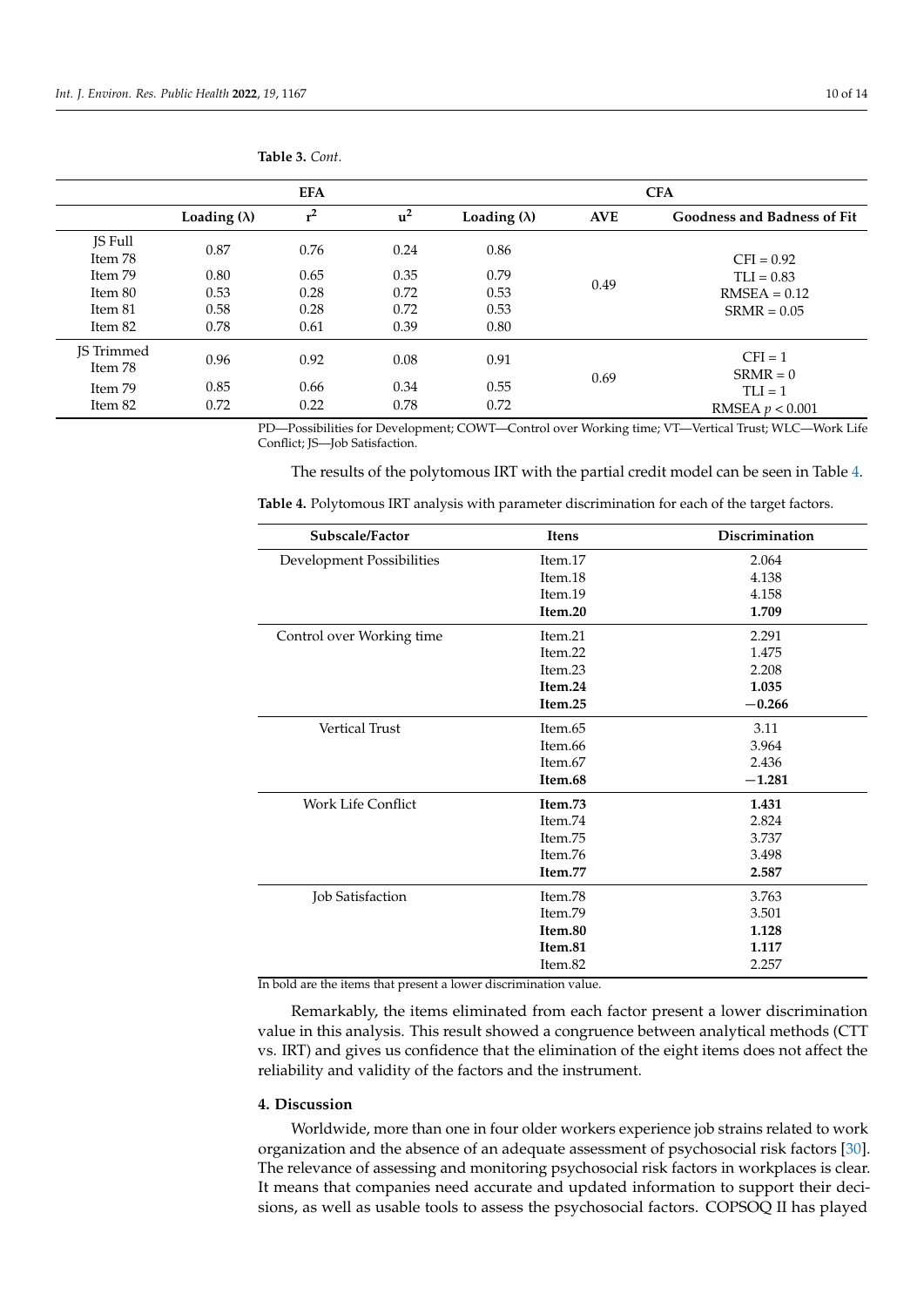**Table 3.** *Cont.*

| | EFA | | | CFA | | |
|---|---|---|---|---|---|---|
| | **Loading (λ)** | $r^2$ | $u^2$ | **Loading (λ)** | **AVE** | **Goodness and Badness of Fit** |
| JS Full Item 78 | 0.87 | 0.76 | 0.24 | 0.86 | 0.49 | CFI = 0.92 TLI = 0.83 RMSEA = 0.12 SRMR = 0.05 |
| Item 79 | 0.80 | 0.65 | 0.35 | 0.79 | | |
| Item 80 | 0.53 | 0.28 | 0.72 | 0.53 | | |
| Item 81 | 0.58 | 0.28 | 0.72 | 0.53 | | |
| Item 82 | 0.78 | 0.61 | 0.39 | 0.80 | | |
| JS Trimmed Item 78 | 0.96 | 0.92 | 0.08 | 0.91 | 0.69 | CFI = 1 SRMR = 0 TLI = 1 RMSEA $p < 0.001$ |
| Item 79 | 0.85 | 0.66 | 0.34 | 0.55 | | |
| Item 82 | 0.72 | 0.22 | 0.78 | 0.72 | | |

PD—Possibilities for Development; COWT—Control over Working time; VT—Vertical Trust; WLC—Work Life Conflict; JS—Job Satisfaction.

The results of the polytomous IRT with the partial credit model can be seen in Table 4.

**Table 4.** Polytomous IRT analysis with parameter discrimination for each of the target factors.

| Subscale/Factor | Itens | Discrimination |
|---|---|---|
| Development Possibilities | Item.17 | 2.064 |
| | Item.18 | 4.138 |
| | Item.19 | 4.158 |
| | **Item.20** | **1.709** |
| Control over Working time | Item.21 | 2.291 |
| | Item.22 | 1.475 |
| | Item.23 | 2.208 |
| | **Item.24** | **1.035** |
| | **Item.25** | **−0.266** |
| Vertical Trust | Item.65 | 3.11 |
| | Item.66 | 3.964 |
| | Item.67 | 2.436 |
| | **Item.68** | **−1.281** |
| Work Life Conflict | **Item.73** | **1.431** |
| | Item.74 | 2.824 |
| | Item.75 | 3.737 |
| | Item.76 | 3.498 |
| | **Item.77** | **2.587** |
| Job Satisfaction | Item.78 | 3.763 |
| | Item.79 | 3.501 |
| | **Item.80** | **1.128** |
| | **Item.81** | **1.117** |
| | Item.82 | 2.257 |

In bold are the items that present a lower discrimination value.

Remarkably, the items eliminated from each factor present a lower discrimination value in this analysis. This result showed a congruence between analytical methods (CTT vs. IRT) and gives us confidence that the elimination of the eight items does not affect the reliability and validity of the factors and the instrument.

## 4. Discussion

Worldwide, more than one in four older workers experience job strains related to work organization and the absence of an adequate assessment of psychosocial risk factors [30]. The relevance of assessing and monitoring psychosocial risk factors in workplaces is clear. It means that companies need accurate and updated information to support their decisions, as well as usable tools to assess the psychosocial factors. COPSOQ II has played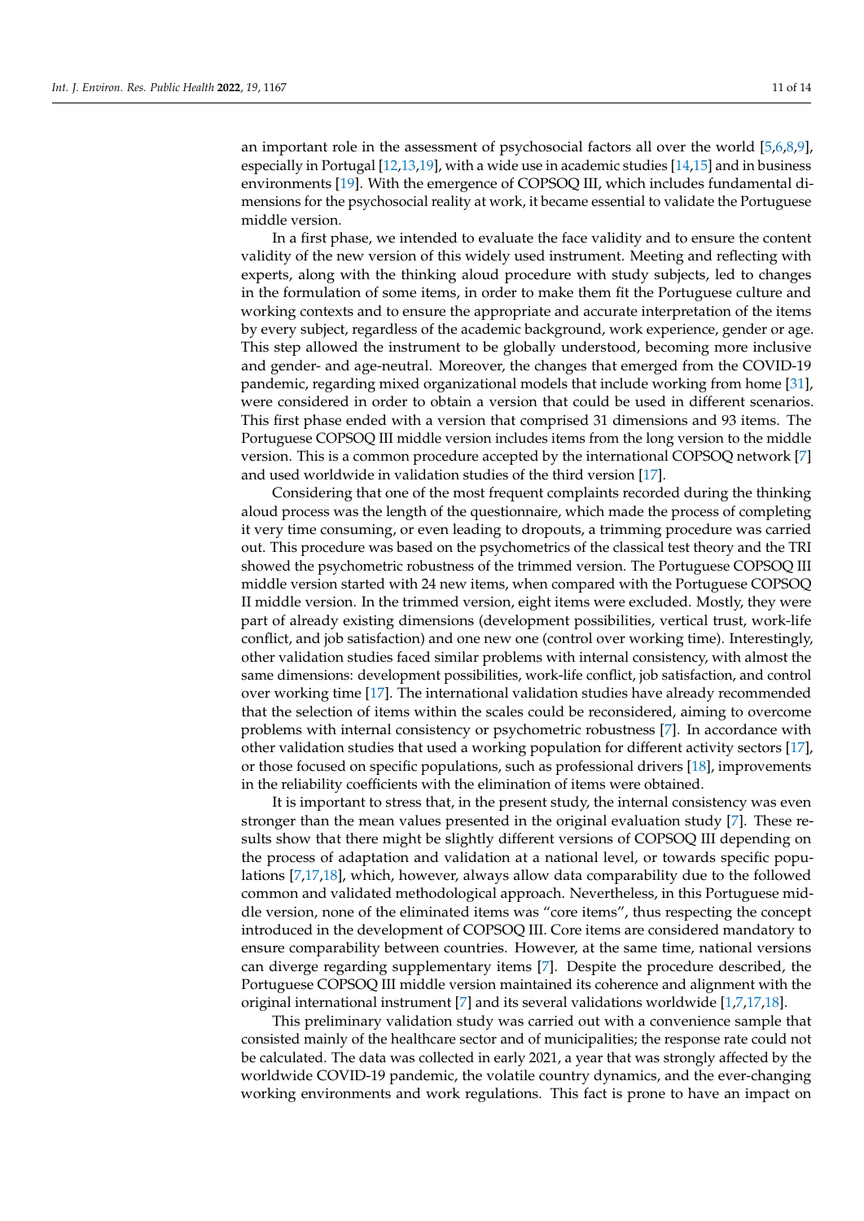an important role in the assessment of psychosocial factors all over the world [5,6,8,9], especially in Portugal [12,13,19], with a wide use in academic studies [14,15] and in business environments [19]. With the emergence of COPSOQ III, which includes fundamental dimensions for the psychosocial reality at work, it became essential to validate the Portuguese middle version.

In a first phase, we intended to evaluate the face validity and to ensure the content validity of the new version of this widely used instrument. Meeting and reflecting with experts, along with the thinking aloud procedure with study subjects, led to changes in the formulation of some items, in order to make them fit the Portuguese culture and working contexts and to ensure the appropriate and accurate interpretation of the items by every subject, regardless of the academic background, work experience, gender or age. This step allowed the instrument to be globally understood, becoming more inclusive and gender- and age-neutral. Moreover, the changes that emerged from the COVID-19 pandemic, regarding mixed organizational models that include working from home [31], were considered in order to obtain a version that could be used in different scenarios. This first phase ended with a version that comprised 31 dimensions and 93 items. The Portuguese COPSOQ III middle version includes items from the long version to the middle version. This is a common procedure accepted by the international COPSOQ network [7] and used worldwide in validation studies of the third version [17].

Considering that one of the most frequent complaints recorded during the thinking aloud process was the length of the questionnaire, which made the process of completing it very time consuming, or even leading to dropouts, a trimming procedure was carried out. This procedure was based on the psychometrics of the classical test theory and the TRI showed the psychometric robustness of the trimmed version. The Portuguese COPSOQ III middle version started with 24 new items, when compared with the Portuguese COPSOQ II middle version. In the trimmed version, eight items were excluded. Mostly, they were part of already existing dimensions (development possibilities, vertical trust, work-life conflict, and job satisfaction) and one new one (control over working time). Interestingly, other validation studies faced similar problems with internal consistency, with almost the same dimensions: development possibilities, work-life conflict, job satisfaction, and control over working time [17]. The international validation studies have already recommended that the selection of items within the scales could be reconsidered, aiming to overcome problems with internal consistency or psychometric robustness [7]. In accordance with other validation studies that used a working population for different activity sectors [17], or those focused on specific populations, such as professional drivers [18], improvements in the reliability coefficients with the elimination of items were obtained.

It is important to stress that, in the present study, the internal consistency was even stronger than the mean values presented in the original evaluation study [7]. These results show that there might be slightly different versions of COPSOQ III depending on the process of adaptation and validation at a national level, or towards specific populations [7,17,18], which, however, always allow data comparability due to the followed common and validated methodological approach. Nevertheless, in this Portuguese middle version, none of the eliminated items was "core items", thus respecting the concept introduced in the development of COPSOQ III. Core items are considered mandatory to ensure comparability between countries. However, at the same time, national versions can diverge regarding supplementary items [7]. Despite the procedure described, the Portuguese COPSOQ III middle version maintained its coherence and alignment with the original international instrument [7] and its several validations worldwide [1,7,17,18].

This preliminary validation study was carried out with a convenience sample that consisted mainly of the healthcare sector and of municipalities; the response rate could not be calculated. The data was collected in early 2021, a year that was strongly affected by the worldwide COVID-19 pandemic, the volatile country dynamics, and the ever-changing working environments and work regulations. This fact is prone to have an impact on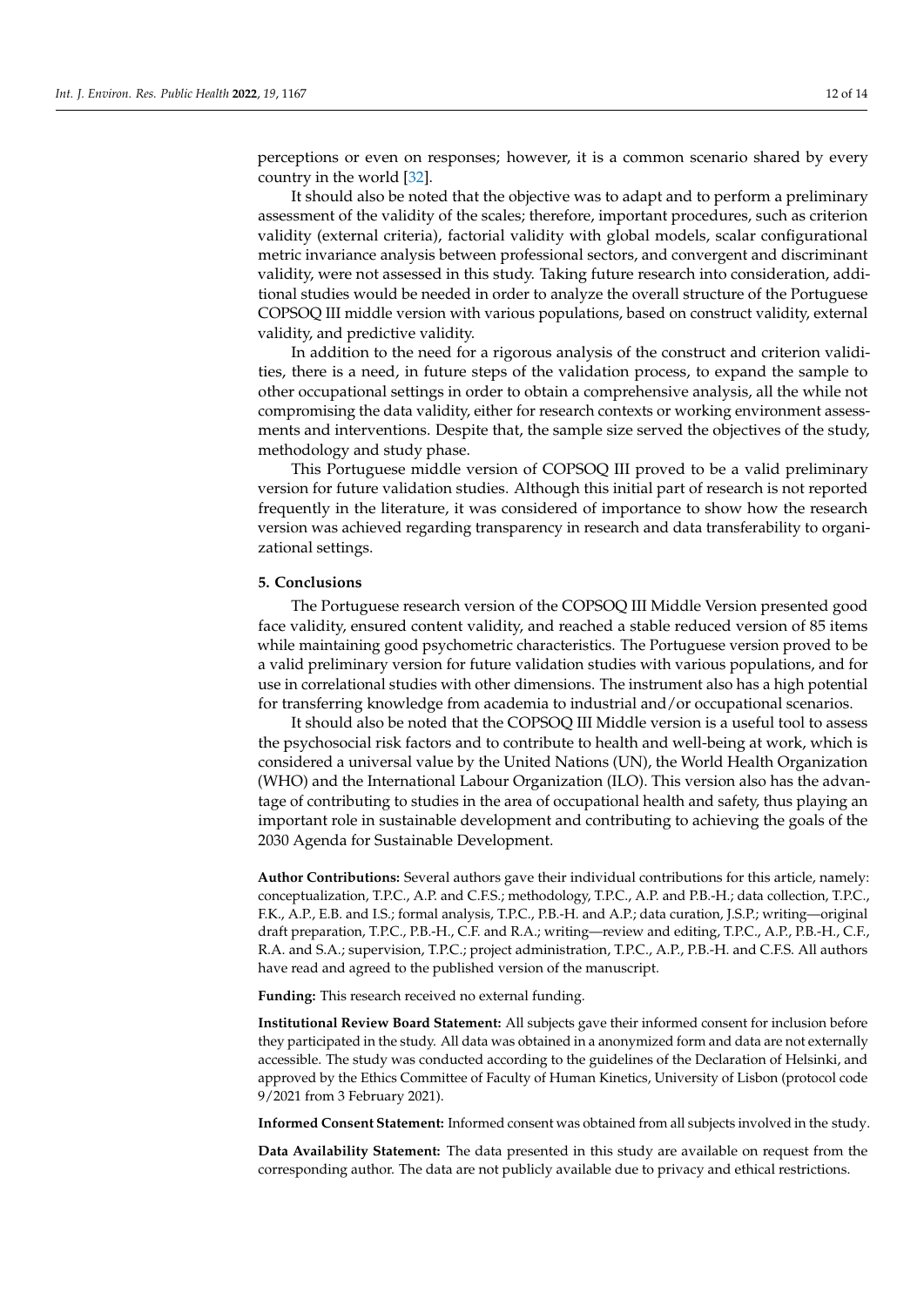perceptions or even on responses; however, it is a common scenario shared by every country in the world [32].

It should also be noted that the objective was to adapt and to perform a preliminary assessment of the validity of the scales; therefore, important procedures, such as criterion validity (external criteria), factorial validity with global models, scalar configurational metric invariance analysis between professional sectors, and convergent and discriminant validity, were not assessed in this study. Taking future research into consideration, additional studies would be needed in order to analyze the overall structure of the Portuguese COPSOQ III middle version with various populations, based on construct validity, external validity, and predictive validity.

In addition to the need for a rigorous analysis of the construct and criterion validities, there is a need, in future steps of the validation process, to expand the sample to other occupational settings in order to obtain a comprehensive analysis, all the while not compromising the data validity, either for research contexts or working environment assessments and interventions. Despite that, the sample size served the objectives of the study, methodology and study phase.

This Portuguese middle version of COPSOQ III proved to be a valid preliminary version for future validation studies. Although this initial part of research is not reported frequently in the literature, it was considered of importance to show how the research version was achieved regarding transparency in research and data transferability to organizational settings.

## 5. Conclusions

The Portuguese research version of the COPSOQ III Middle Version presented good face validity, ensured content validity, and reached a stable reduced version of 85 items while maintaining good psychometric characteristics. The Portuguese version proved to be a valid preliminary version for future validation studies with various populations, and for use in correlational studies with other dimensions. The instrument also has a high potential for transferring knowledge from academia to industrial and/or occupational scenarios.

It should also be noted that the COPSOQ III Middle version is a useful tool to assess the psychosocial risk factors and to contribute to health and well-being at work, which is considered a universal value by the United Nations (UN), the World Health Organization (WHO) and the International Labour Organization (ILO). This version also has the advantage of contributing to studies in the area of occupational health and safety, thus playing an important role in sustainable development and contributing to achieving the goals of the 2030 Agenda for Sustainable Development.

**Author Contributions:** Several authors gave their individual contributions for this article, namely: conceptualization, T.P.C., A.P. and C.F.S.; methodology, T.P.C., A.P. and P.B.-H.; data collection, T.P.C., F.K., A.P., E.B. and I.S.; formal analysis, T.P.C., P.B.-H. and A.P.; data curation, J.S.P.; writing—original draft preparation, T.P.C., P.B.-H., C.F. and R.A.; writing—review and editing, T.P.C., A.P., P.B.-H., C.F., R.A. and S.A.; supervision, T.P.C.; project administration, T.P.C., A.P., P.B.-H. and C.F.S. All authors have read and agreed to the published version of the manuscript.

**Funding:** This research received no external funding.

**Institutional Review Board Statement:** All subjects gave their informed consent for inclusion before they participated in the study. All data was obtained in a anonymized form and data are not externally accessible. The study was conducted according to the guidelines of the Declaration of Helsinki, and approved by the Ethics Committee of Faculty of Human Kinetics, University of Lisbon (protocol code 9/2021 from 3 February 2021).

**Informed Consent Statement:** Informed consent was obtained from all subjects involved in the study.

**Data Availability Statement:** The data presented in this study are available on request from the corresponding author. The data are not publicly available due to privacy and ethical restrictions.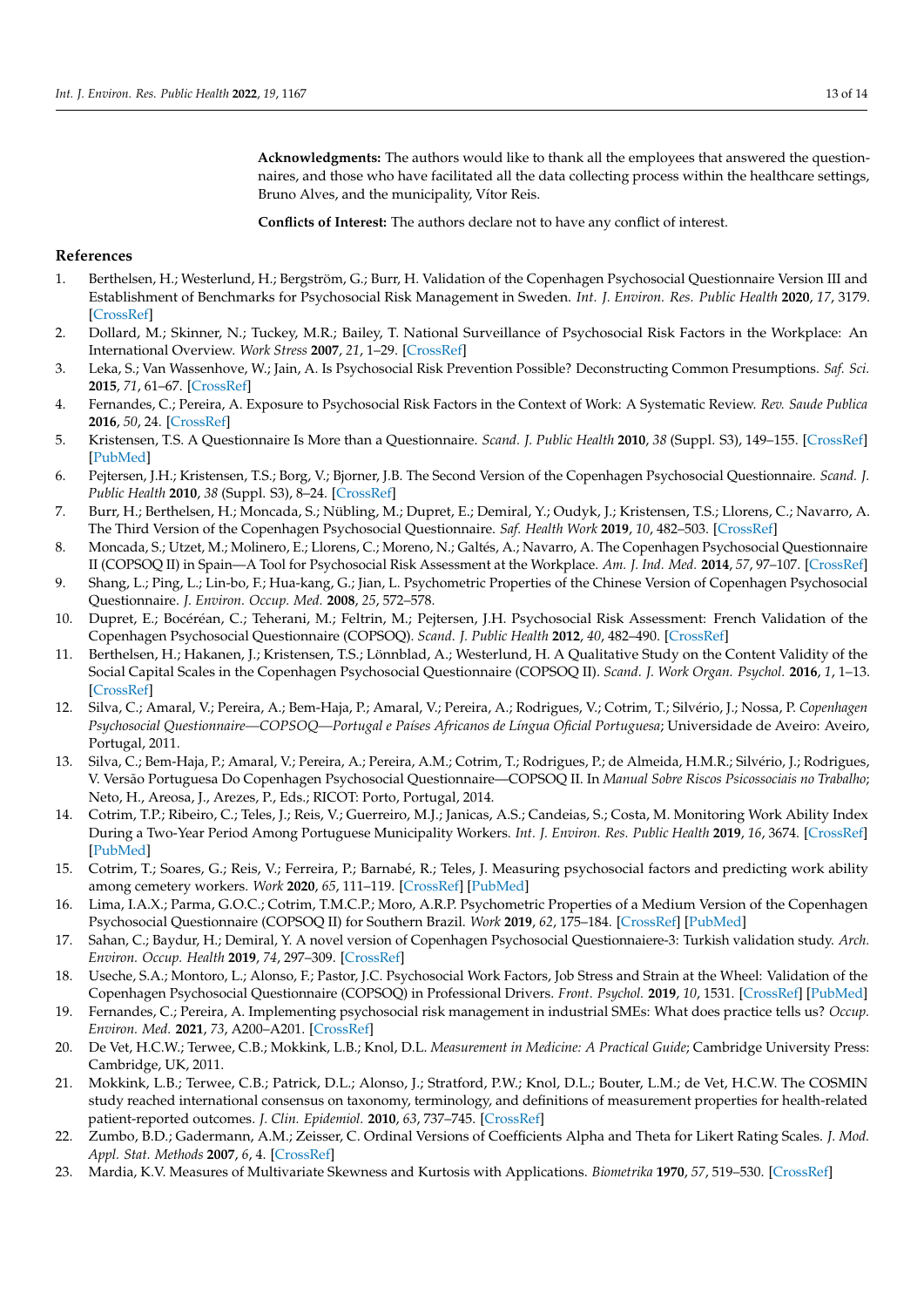**Acknowledgments:** The authors would like to thank all the employees that answered the questionnaires, and those who have facilitated all the data collecting process within the healthcare settings, Bruno Alves, and the municipality, Vítor Reis.

**Conflicts of Interest:** The authors declare not to have any conflict of interest.

## References

1. Berthelsen, H.; Westerlund, H.; Bergström, G.; Burr, H. Validation of the Copenhagen Psychosocial Questionnaire Version III and Establishment of Benchmarks for Psychosocial Risk Management in Sweden. *Int. J. Environ. Res. Public Health* **2020**, *17*, 3179. [CrossRef]
2. Dollard, M.; Skinner, N.; Tuckey, M.R.; Bailey, T. National Surveillance of Psychosocial Risk Factors in the Workplace: An International Overview. *Work Stress* **2007**, *21*, 1–29. [CrossRef]
3. Leka, S.; Van Wassenhove, W.; Jain, A. Is Psychosocial Risk Prevention Possible? Deconstructing Common Presumptions. *Saf. Sci.* **2015**, *71*, 61–67. [CrossRef]
4. Fernandes, C.; Pereira, A. Exposure to Psychosocial Risk Factors in the Context of Work: A Systematic Review. *Rev. Saude Publica* **2016**, *50*, 24. [CrossRef]
5. Kristensen, T.S. A Questionnaire Is More than a Questionnaire. *Scand. J. Public Health* **2010**, *38* (Suppl. S3), 149–155. [CrossRef] [PubMed]
6. Pejtersen, J.H.; Kristensen, T.S.; Borg, V.; Bjorner, J.B. The Second Version of the Copenhagen Psychosocial Questionnaire. *Scand. J. Public Health* **2010**, *38* (Suppl. S3), 8–24. [CrossRef]
7. Burr, H.; Berthelsen, H.; Moncada, S.; Nübling, M.; Dupret, E.; Demiral, Y.; Oudyk, J.; Kristensen, T.S.; Llorens, C.; Navarro, A. The Third Version of the Copenhagen Psychosocial Questionnaire. *Saf. Health Work* **2019**, *10*, 482–503. [CrossRef]
8. Moncada, S.; Utzet, M.; Molinero, E.; Llorens, C.; Moreno, N.; Galtés, A.; Navarro, A. The Copenhagen Psychosocial Questionnaire II (COPSOQ II) in Spain—A Tool for Psychosocial Risk Assessment at the Workplace. *Am. J. Ind. Med.* **2014**, *57*, 97–107. [CrossRef]
9. Shang, L.; Ping, L.; Lin-bo, F.; Hua-kang, G.; Jian, L. Psychometric Properties of the Chinese Version of Copenhagen Psychosocial Questionnaire. *J. Environ. Occup. Med.* **2008**, *25*, 572–578.
10. Dupret, E.; Bocéréan, C.; Teherani, M.; Feltrin, M.; Pejtersen, J.H. Psychosocial Risk Assessment: French Validation of the Copenhagen Psychosocial Questionnaire (COPSOQ). *Scand. J. Public Health* **2012**, *40*, 482–490. [CrossRef]
11. Berthelsen, H.; Hakanen, J.; Kristensen, T.S.; Lönnblad, A.; Westerlund, H. A Qualitative Study on the Content Validity of the Social Capital Scales in the Copenhagen Psychosocial Questionnaire (COPSOQ II). *Scand. J. Work Organ. Psychol.* **2016**, *1*, 1–13. [CrossRef]
12. Silva, C.; Amaral, V.; Pereira, A.; Bem-Haja, P.; Amaral, V.; Pereira, A.; Rodrigues, V.; Cotrim, T.; Silvério, J.; Nossa, P. *Copenhagen Psychosocial Questionnaire—COPSOQ—Portugal e Países Africanos de Língua Oficial Portuguesa*; Universidade de Aveiro: Aveiro, Portugal, 2011.
13. Silva, C.; Bem-Haja, P.; Amaral, V.; Pereira, A.; Pereira, A.M.; Cotrim, T.; Rodrigues, P.; de Almeida, H.M.R.; Silvério, J.; Rodrigues, V. Versão Portuguesa Do Copenhagen Psychosocial Questionnaire—COPSOQ II. In *Manual Sobre Riscos Psicossociais no Trabalho*; Neto, H., Areosa, J., Arezes, P., Eds.; RICOT: Porto, Portugal, 2014.
14. Cotrim, T.P.; Ribeiro, C.; Teles, J.; Reis, V.; Guerreiro, M.J.; Janicas, A.S.; Candeias, S.; Costa, M. Monitoring Work Ability Index During a Two-Year Period Among Portuguese Municipality Workers. *Int. J. Environ. Res. Public Health* **2019**, *16*, 3674. [CrossRef] [PubMed]
15. Cotrim, T.; Soares, G.; Reis, V.; Ferreira, P.; Barnabé, R.; Teles, J. Measuring psychosocial factors and predicting work ability among cemetery workers. *Work* **2020**, *65*, 111–119. [CrossRef] [PubMed]
16. Lima, I.A.X.; Parma, G.O.C.; Cotrim, T.M.C.P.; Moro, A.R.P. Psychometric Properties of a Medium Version of the Copenhagen Psychosocial Questionnaire (COPSOQ II) for Southern Brazil. *Work* **2019**, *62*, 175–184. [CrossRef] [PubMed]
17. Sahan, C.; Baydur, H.; Demiral, Y. A novel version of Copenhagen Psychosocial Questionnaiere-3: Turkish validation study. *Arch. Environ. Occup. Health* **2019**, *74*, 297–309. [CrossRef]
18. Useche, S.A.; Montoro, L.; Alonso, F.; Pastor, J.C. Psychosocial Work Factors, Job Stress and Strain at the Wheel: Validation of the Copenhagen Psychosocial Questionnaire (COPSOQ) in Professional Drivers. *Front. Psychol.* **2019**, *10*, 1531. [CrossRef] [PubMed]
19. Fernandes, C.; Pereira, A. Implementing psychosocial risk management in industrial SMEs: What does practice tells us? *Occup. Environ. Med.* **2021**, *73*, A200–A201. [CrossRef]
20. De Vet, H.C.W.; Terwee, C.B.; Mokkink, L.B.; Knol, D.L. *Measurement in Medicine: A Practical Guide*; Cambridge University Press: Cambridge, UK, 2011.
21. Mokkink, L.B.; Terwee, C.B.; Patrick, D.L.; Alonso, J.; Stratford, P.W.; Knol, D.L.; Bouter, L.M.; de Vet, H.C.W. The COSMIN study reached international consensus on taxonomy, terminology, and definitions of measurement properties for health-related patient-reported outcomes. *J. Clin. Epidemiol.* **2010**, *63*, 737–745. [CrossRef]
22. Zumbo, B.D.; Gadermann, A.M.; Zeisser, C. Ordinal Versions of Coefficients Alpha and Theta for Likert Rating Scales. *J. Mod. Appl. Stat. Methods* **2007**, *6*, 4. [CrossRef]
23. Mardia, K.V. Measures of Multivariate Skewness and Kurtosis with Applications. *Biometrika* **1970**, *57*, 519–530. [CrossRef]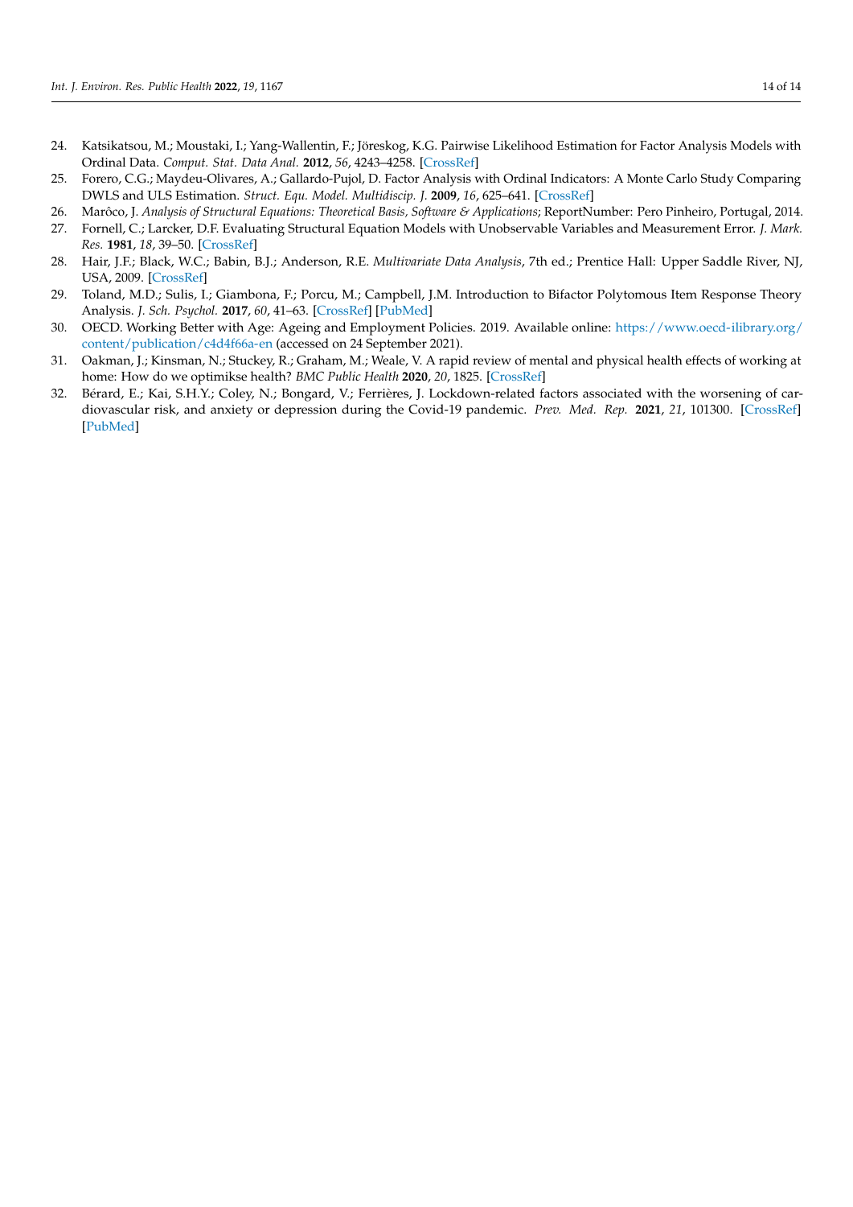24. Katsikatsou, M.; Moustaki, I.; Yang-Wallentin, F.; Jöreskog, K.G. Pairwise Likelihood Estimation for Factor Analysis Models with Ordinal Data. *Comput. Stat. Data Anal.* **2012**, *56*, 4243–4258. [CrossRef]
25. Forero, C.G.; Maydeu-Olivares, A.; Gallardo-Pujol, D. Factor Analysis with Ordinal Indicators: A Monte Carlo Study Comparing DWLS and ULS Estimation. *Struct. Equ. Model. Multidiscip. J.* **2009**, *16*, 625–641. [CrossRef]
26. Marôco, J. *Analysis of Structural Equations: Theoretical Basis, Software & Applications*; ReportNumber: Pero Pinheiro, Portugal, 2014.
27. Fornell, C.; Larcker, D.F. Evaluating Structural Equation Models with Unobservable Variables and Measurement Error. *J. Mark. Res.* **1981**, *18*, 39–50. [CrossRef]
28. Hair, J.F.; Black, W.C.; Babin, B.J.; Anderson, R.E. *Multivariate Data Analysis*, 7th ed.; Prentice Hall: Upper Saddle River, NJ, USA, 2009. [CrossRef]
29. Toland, M.D.; Sulis, I.; Giambona, F.; Porcu, M.; Campbell, J.M. Introduction to Bifactor Polytomous Item Response Theory Analysis. *J. Sch. Psychol.* **2017**, *60*, 41–63. [CrossRef] [PubMed]
30. OECD. Working Better with Age: Ageing and Employment Policies. 2019. Available online: https://www.oecd-ilibrary.org/content/publication/c4d4f66a-en (accessed on 24 September 2021).
31. Oakman, J.; Kinsman, N.; Stuckey, R.; Graham, M.; Weale, V. A rapid review of mental and physical health effects of working at home: How do we optimikse health? *BMC Public Health* **2020**, *20*, 1825. [CrossRef]
32. Bérard, E.; Kai, S.H.Y.; Coley, N.; Bongard, V.; Ferrières, J. Lockdown-related factors associated with the worsening of cardiovascular risk, and anxiety or depression during the Covid-19 pandemic. *Prev. Med. Rep.* **2021**, *21*, 101300. [CrossRef] [PubMed]